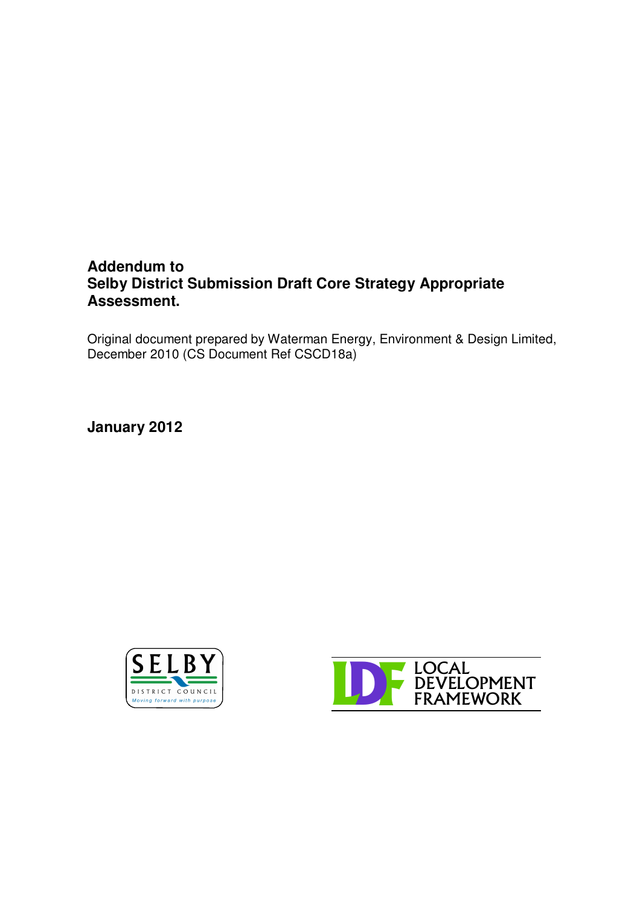# Addendum to Selby District Submission Draft Core Strategy Appropriate Assessment.

Original document prepared by Waterman Energy, Environment & Design Limited, December 2010 (CS Document Ref CSCD18a)

**January 2012**

SELBY
DISTRICT COUNCIL
Moving forward with purpose

LDF LOCAL DEVELOPMENT FRAMEWORK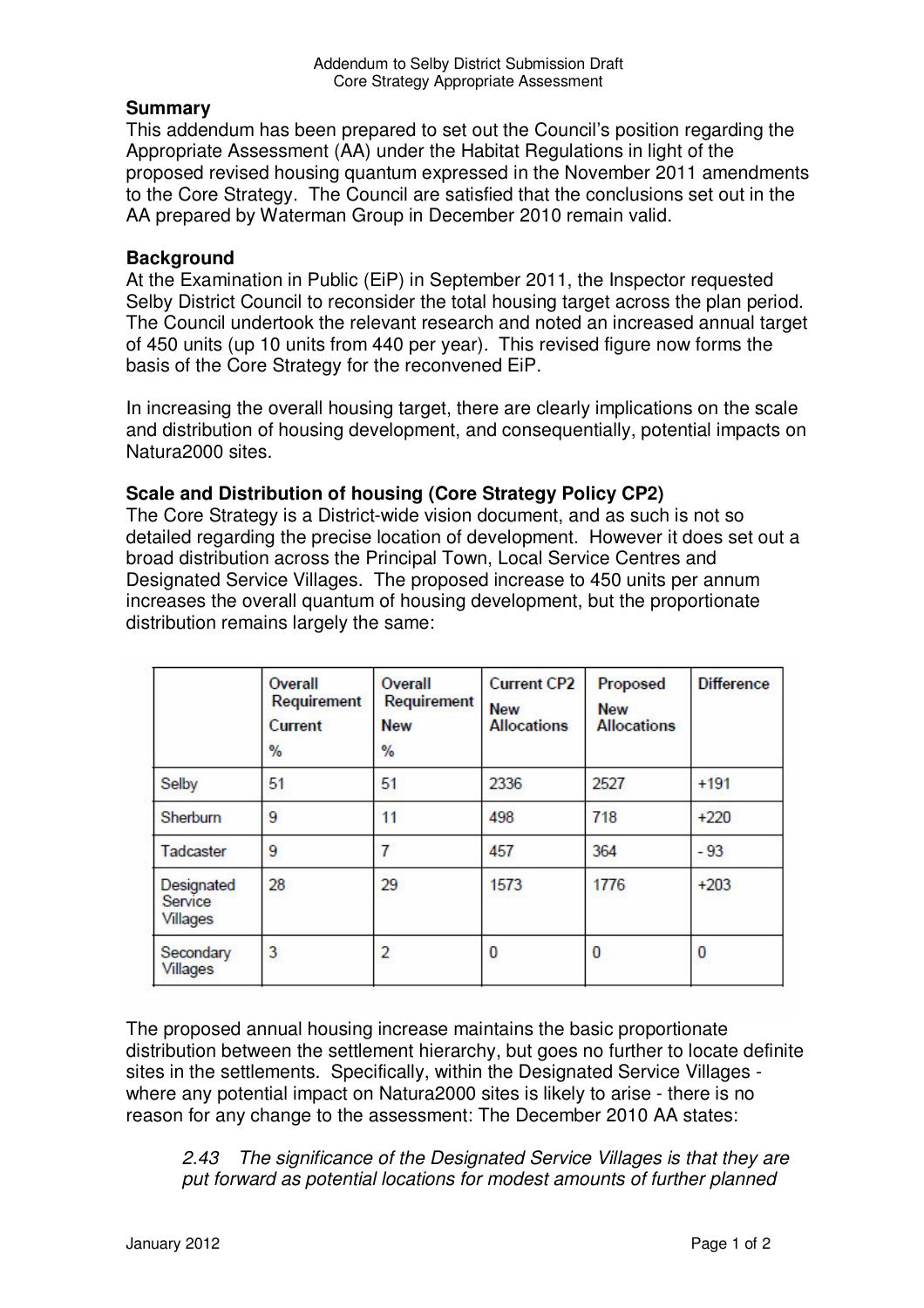Addendum to Selby District Submission Draft
Core Strategy Appropriate Assessment

## Summary

This addendum has been prepared to set out the Council's position regarding the Appropriate Assessment (AA) under the Habitat Regulations in light of the proposed revised housing quantum expressed in the November 2011 amendments to the Core Strategy. The Council are satisfied that the conclusions set out in the AA prepared by Waterman Group in December 2010 remain valid.

## Background

At the Examination in Public (EiP) in September 2011, the Inspector requested Selby District Council to reconsider the total housing target across the plan period. The Council undertook the relevant research and noted an increased annual target of 450 units (up 10 units from 440 per year). This revised figure now forms the basis of the Core Strategy for the reconvened EiP.

In increasing the overall housing target, there are clearly implications on the scale and distribution of housing development, and consequentially, potential impacts on Natura2000 sites.

## Scale and Distribution of housing (Core Strategy Policy CP2)

The Core Strategy is a District-wide vision document, and as such is not so detailed regarding the precise location of development. However it does set out a broad distribution across the Principal Town, Local Service Centres and Designated Service Villages. The proposed increase to 450 units per annum increases the overall quantum of housing development, but the proportionate distribution remains largely the same:

| | Overall Requirement Current % | Overall Requirement New % | Current CP2 New Allocations | Proposed New Allocations | Difference |
|---|---|---|---|---|---|
| Selby | 51 | 51 | 2336 | 2527 | +191 |
| Sherburn | 9 | 11 | 498 | 718 | +220 |
| Tadcaster | 9 | 7 | 457 | 364 | - 93 |
| Designated Service Villages | 28 | 29 | 1573 | 1776 | +203 |
| Secondary Villages | 3 | 2 | 0 | 0 | 0 |

The proposed annual housing increase maintains the basic proportionate distribution between the settlement hierarchy, but goes no further to locate definite sites in the settlements. Specifically, within the Designated Service Villages - where any potential impact on Natura2000 sites is likely to arise - there is no reason for any change to the assessment: The December 2010 AA states:

> *2.43 The significance of the Designated Service Villages is that they are put forward as potential locations for modest amounts of further planned*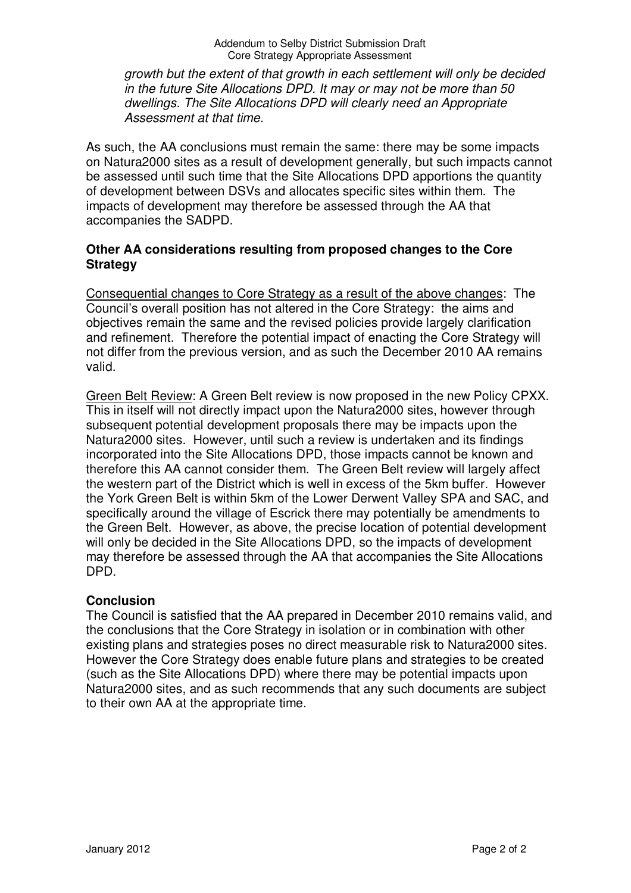*growth but the extent of that growth in each settlement will only be decided in the future Site Allocations DPD. It may or may not be more than 50 dwellings. The Site Allocations DPD will clearly need an Appropriate Assessment at that time.*

As such, the AA conclusions must remain the same: there may be some impacts on Natura2000 sites as a result of development generally, but such impacts cannot be assessed until such time that the Site Allocations DPD apportions the quantity of development between DSVs and allocates specific sites within them. The impacts of development may therefore be assessed through the AA that accompanies the SADPD.

**Other AA considerations resulting from proposed changes to the Core Strategy**

<u>Consequential changes to Core Strategy as a result of the above changes</u>: The Council's overall position has not altered in the Core Strategy: the aims and objectives remain the same and the revised policies provide largely clarification and refinement. Therefore the potential impact of enacting the Core Strategy will not differ from the previous version, and as such the December 2010 AA remains valid.

<u>Green Belt Review</u>: A Green Belt review is now proposed in the new Policy CPXX. This in itself will not directly impact upon the Natura2000 sites, however through subsequent potential development proposals there may be impacts upon the Natura2000 sites. However, until such a review is undertaken and its findings incorporated into the Site Allocations DPD, those impacts cannot be known and therefore this AA cannot consider them. The Green Belt review will largely affect the western part of the District which is well in excess of the 5km buffer. However the York Green Belt is within 5km of the Lower Derwent Valley SPA and SAC, and specifically around the village of Escrick there may potentially be amendments to the Green Belt. However, as above, the precise location of potential development will only be decided in the Site Allocations DPD, so the impacts of development may therefore be assessed through the AA that accompanies the Site Allocations DPD.

**Conclusion**

The Council is satisfied that the AA prepared in December 2010 remains valid, and the conclusions that the Core Strategy in isolation or in combination with other existing plans and strategies poses no direct measurable risk to Natura2000 sites. However the Core Strategy does enable future plans and strategies to be created (such as the Site Allocations DPD) where there may be potential impacts upon Natura2000 sites, and as such recommends that any such documents are subject to their own AA at the appropriate time.